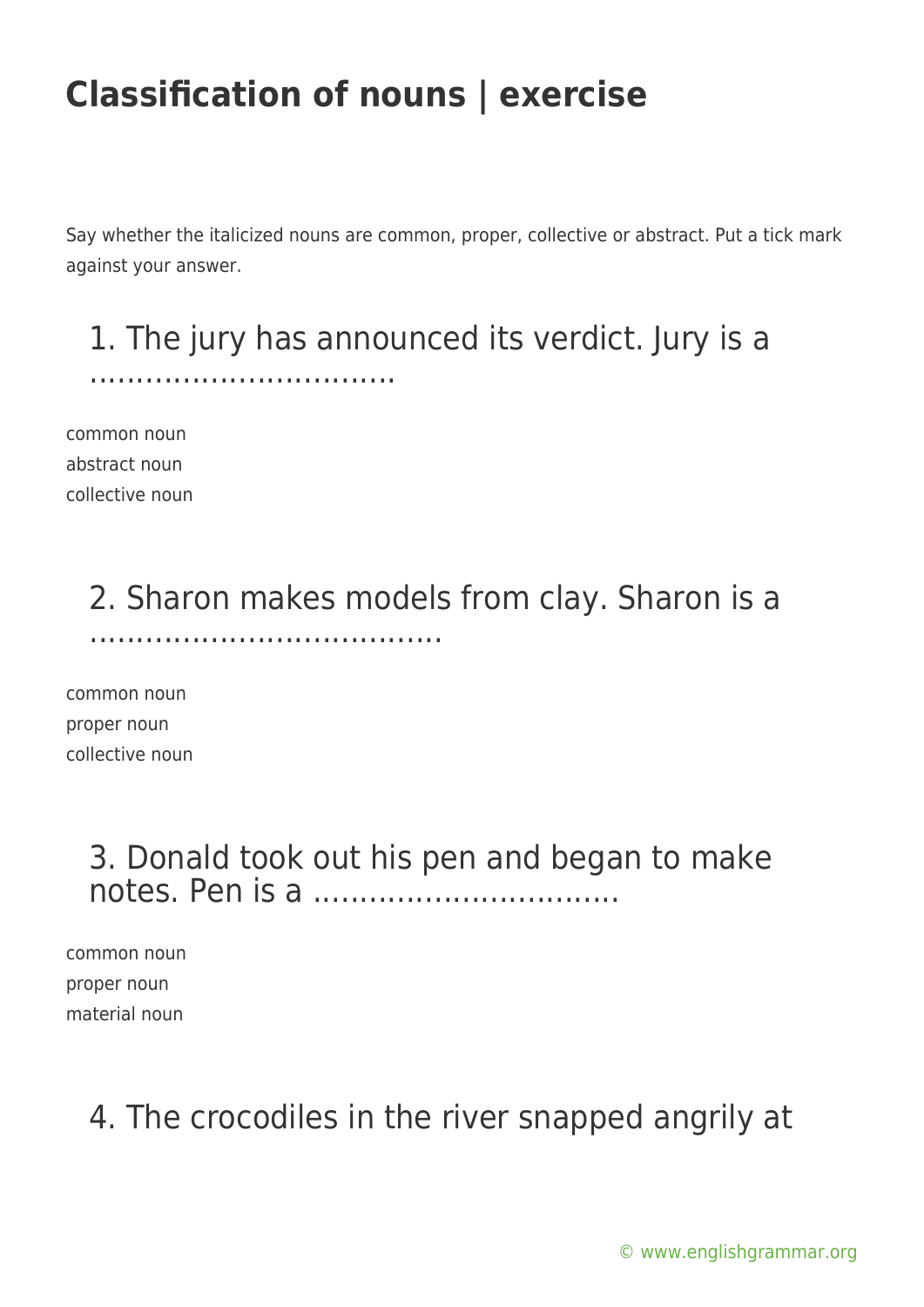# Classification of nouns | exercise

Say whether the italicized nouns are common, proper, collective or abstract. Put a tick mark against your answer.

## 1. The jury has announced its verdict. Jury is a ……………………………

common noun
abstract noun
collective noun

## 2. Sharon makes models from clay. Sharon is a ………………………………

common noun
proper noun
collective noun

## 3. Donald took out his pen and began to make notes. Pen is a ……………………………

common noun
proper noun
material noun

## 4. The crocodiles in the river snapped angrily at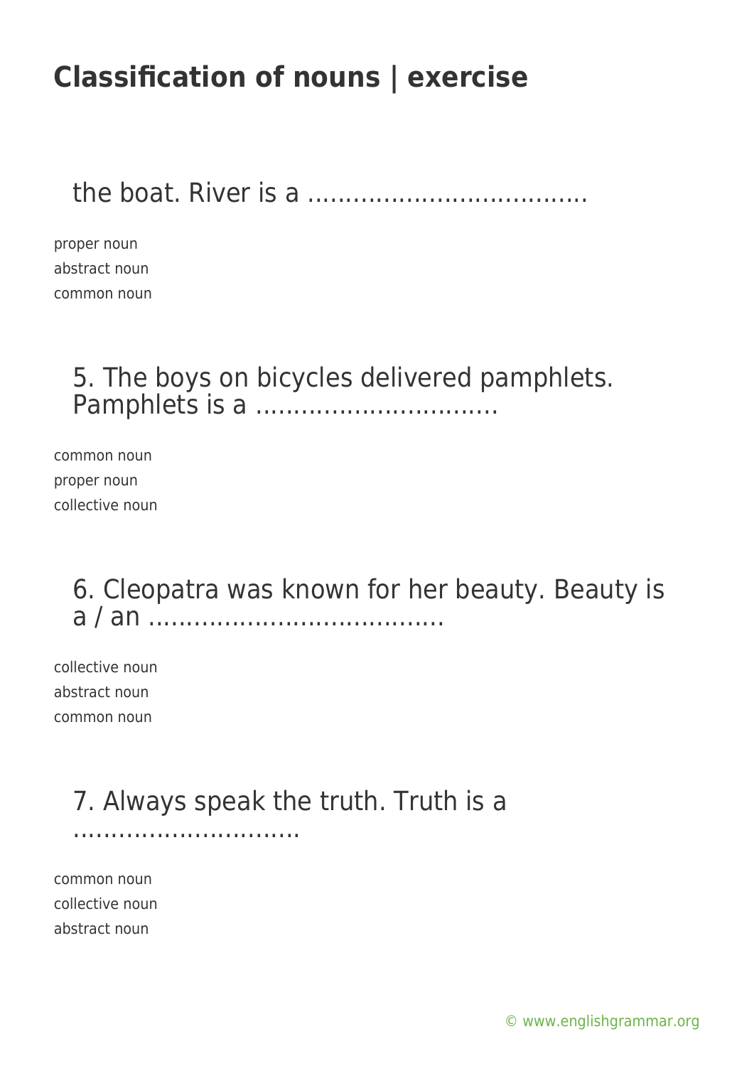# Classification of nouns | exercise

the boat. River is a ……………………………….

proper noun
abstract noun
common noun

5. The boys on bicycles delivered pamphlets. Pamphlets is a …………………………..

common noun
proper noun
collective noun

6. Cleopatra was known for her beauty. Beauty is a / an …………………………………

collective noun
abstract noun
common noun

7. Always speak the truth. Truth is a …………………………

common noun
collective noun
abstract noun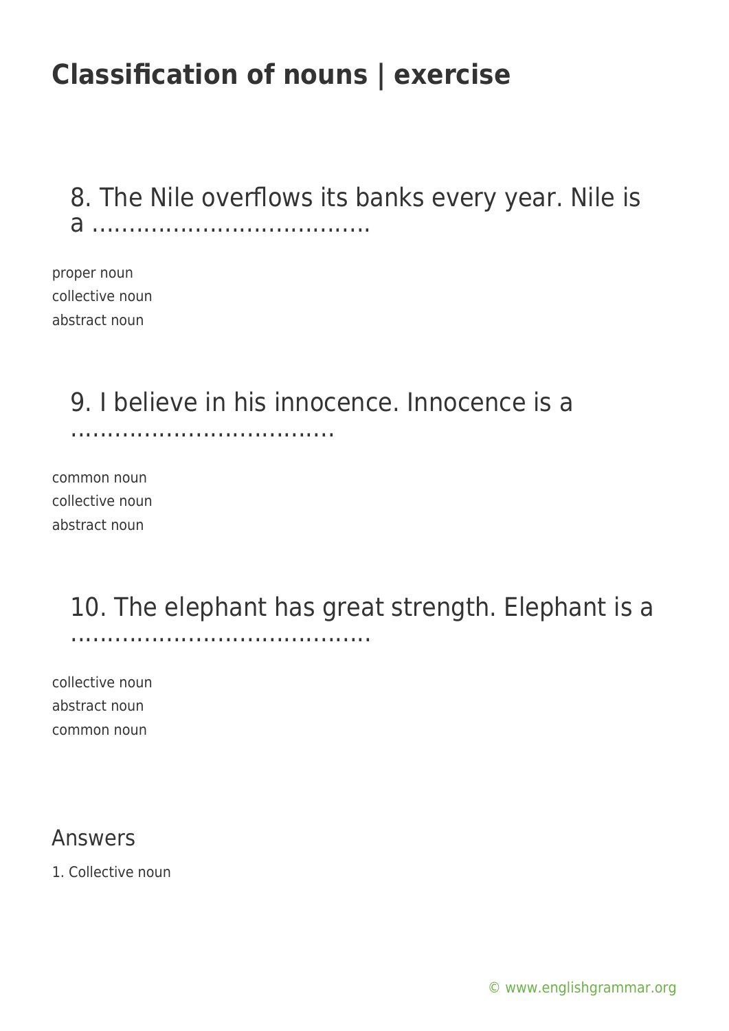8. The Nile overflows its banks every year. Nile is a ……………………………….

proper noun
collective noun
abstract noun

9. I believe in his innocence. Innocence is a ……………………………….

common noun
collective noun
abstract noun

10. The elephant has great strength. Elephant is a ……………………………………

collective noun
abstract noun
common noun

## Answers

1. Collective noun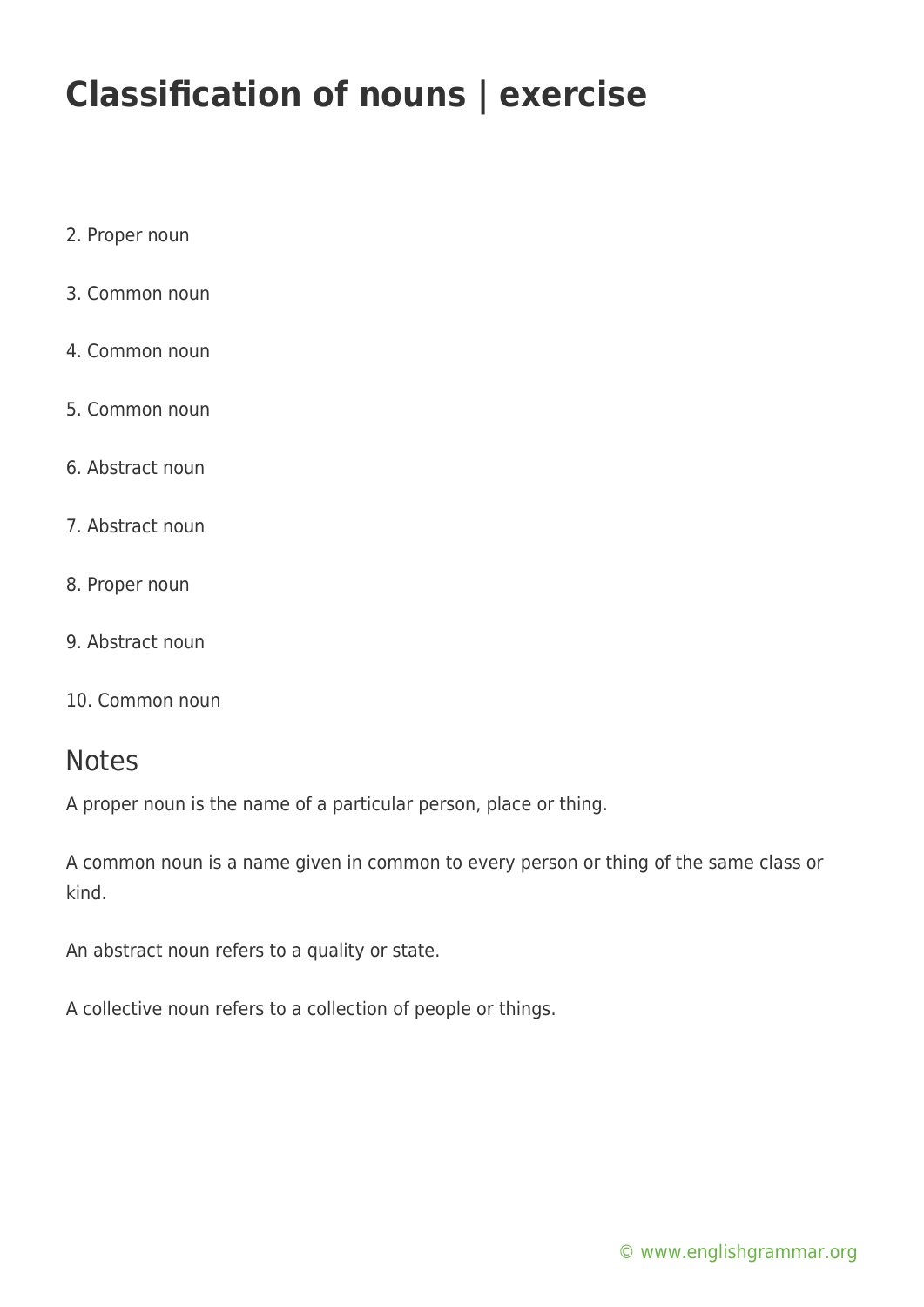# Classification of nouns | exercise

2. Proper noun

3. Common noun

4. Common noun

5. Common noun

6. Abstract noun

7. Abstract noun

8. Proper noun

9. Abstract noun

10. Common noun

## Notes

A proper noun is the name of a particular person, place or thing.

A common noun is a name given in common to every person or thing of the same class or kind.

An abstract noun refers to a quality or state.

A collective noun refers to a collection of people or things.